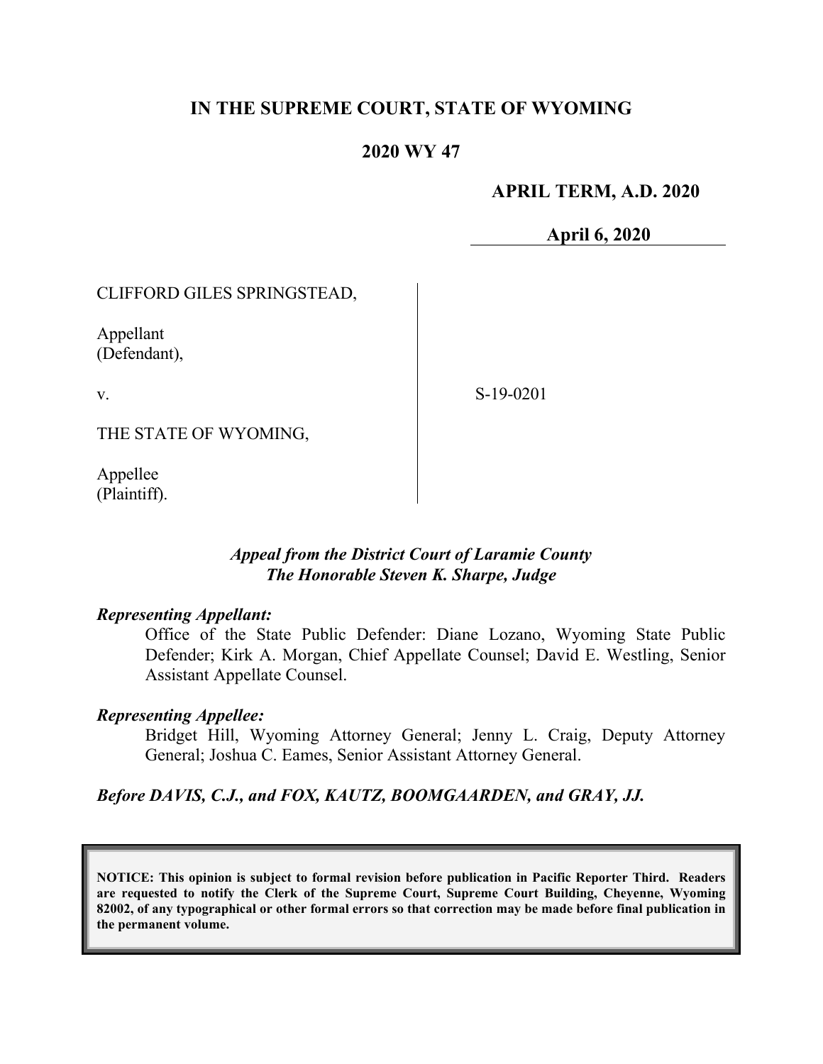# IN THE SUPREME COURT, STATE OF WYOMING

## 2020 WY 47

**APRIL TERM, A.D. 2020**

**April 6, 2020**

CLIFFORD GILES SPRINGSTEAD,

Appellant
(Defendant),

v.

THE STATE OF WYOMING,

Appellee
(Plaintiff).

S-19-0201

***Appeal from the District Court of Laramie County***
***The Honorable Steven K. Sharpe, Judge***

***Representing Appellant:***

Office of the State Public Defender: Diane Lozano, Wyoming State Public Defender; Kirk A. Morgan, Chief Appellate Counsel; David E. Westling, Senior Assistant Appellate Counsel.

***Representing Appellee:***

Bridget Hill, Wyoming Attorney General; Jenny L. Craig, Deputy Attorney General; Joshua C. Eames, Senior Assistant Attorney General.

***Before DAVIS, C.J., and FOX, KAUTZ, BOOMGAARDEN, and GRAY, JJ.***

**NOTICE: This opinion is subject to formal revision before publication in Pacific Reporter Third. Readers are requested to notify the Clerk of the Supreme Court, Supreme Court Building, Cheyenne, Wyoming 82002, of any typographical or other formal errors so that correction may be made before final publication in the permanent volume.**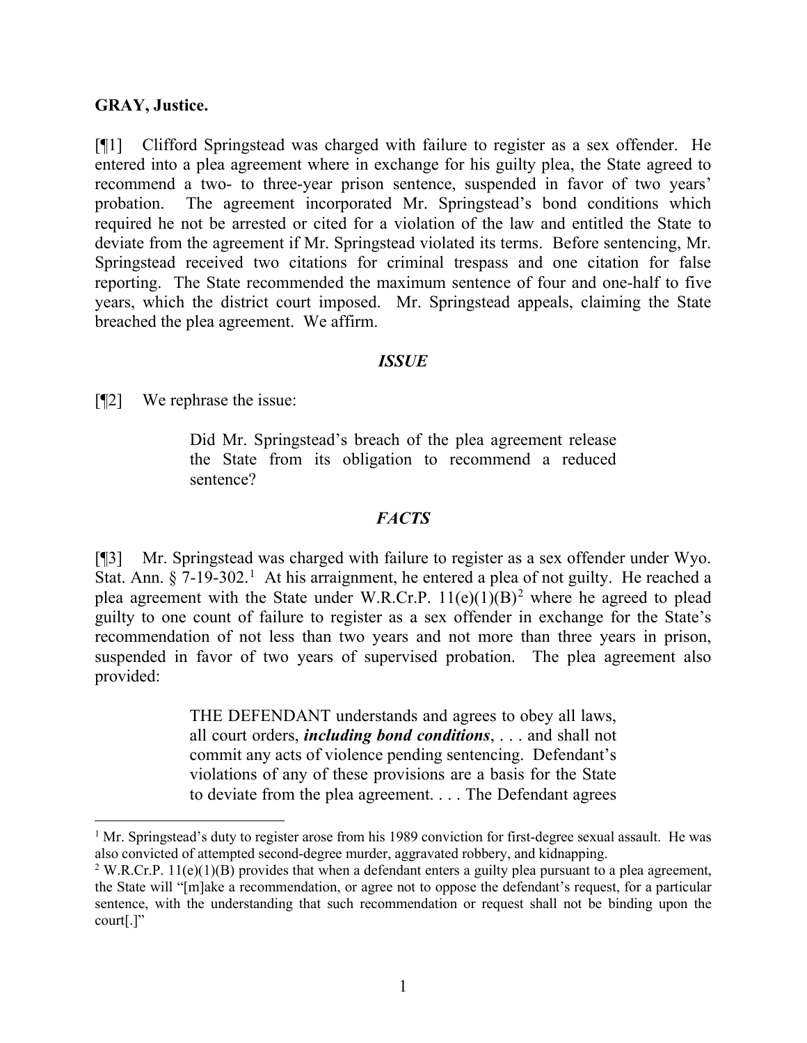**GRAY, Justice.**

[¶1] Clifford Springstead was charged with failure to register as a sex offender. He entered into a plea agreement where in exchange for his guilty plea, the State agreed to recommend a two- to three-year prison sentence, suspended in favor of two years' probation. The agreement incorporated Mr. Springstead's bond conditions which required he not be arrested or cited for a violation of the law and entitled the State to deviate from the agreement if Mr. Springstead violated its terms. Before sentencing, Mr. Springstead received two citations for criminal trespass and one citation for false reporting. The State recommended the maximum sentence of four and one-half to five years, which the district court imposed. Mr. Springstead appeals, claiming the State breached the plea agreement. We affirm.

### *ISSUE*

[¶2] We rephrase the issue:

> Did Mr. Springstead's breach of the plea agreement release the State from its obligation to recommend a reduced sentence?

### *FACTS*

[¶3] Mr. Springstead was charged with failure to register as a sex offender under Wyo. Stat. Ann. § 7-19-302.[1] At his arraignment, he entered a plea of not guilty. He reached a plea agreement with the State under W.R.Cr.P. 11(e)(1)(B)[2] where he agreed to plead guilty to one count of failure to register as a sex offender in exchange for the State's recommendation of not less than two years and not more than three years in prison, suspended in favor of two years of supervised probation. The plea agreement also provided:

> THE DEFENDANT understands and agrees to obey all laws, all court orders, ***including bond conditions***, . . . and shall not commit any acts of violence pending sentencing. Defendant's violations of any of these provisions are a basis for the State to deviate from the plea agreement. . . . The Defendant agrees

---

[1] Mr. Springstead's duty to register arose from his 1989 conviction for first-degree sexual assault. He was also convicted of attempted second-degree murder, aggravated robbery, and kidnapping.

[2] W.R.Cr.P. 11(e)(1)(B) provides that when a defendant enters a guilty plea pursuant to a plea agreement, the State will "[m]ake a recommendation, or agree not to oppose the defendant's request, for a particular sentence, with the understanding that such recommendation or request shall not be binding upon the court[.]"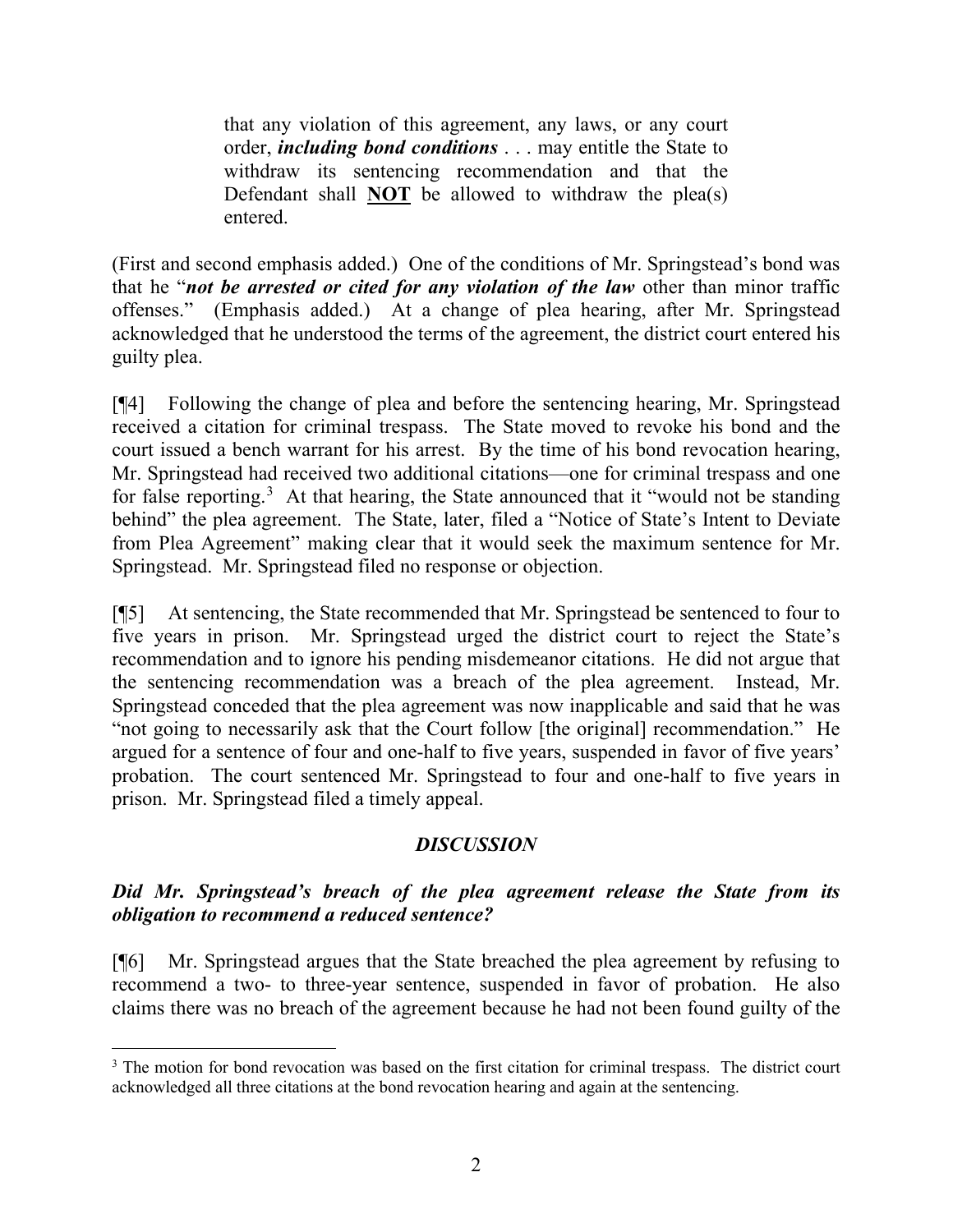> that any violation of this agreement, any laws, or any court order, ***including bond conditions*** . . . may entitle the State to withdraw its sentencing recommendation and that the Defendant shall **NOT** be allowed to withdraw the plea(s) entered.

(First and second emphasis added.) One of the conditions of Mr. Springstead's bond was that he "***not be arrested or cited for any violation of the law*** other than minor traffic offenses." (Emphasis added.) At a change of plea hearing, after Mr. Springstead acknowledged that he understood the terms of the agreement, the district court entered his guilty plea.

[¶4] Following the change of plea and before the sentencing hearing, Mr. Springstead received a citation for criminal trespass. The State moved to revoke his bond and the court issued a bench warrant for his arrest. By the time of his bond revocation hearing, Mr. Springstead had received two additional citations—one for criminal trespass and one for false reporting.[3] At that hearing, the State announced that it "would not be standing behind" the plea agreement. The State, later, filed a "Notice of State's Intent to Deviate from Plea Agreement" making clear that it would seek the maximum sentence for Mr. Springstead. Mr. Springstead filed no response or objection.

[¶5] At sentencing, the State recommended that Mr. Springstead be sentenced to four to five years in prison. Mr. Springstead urged the district court to reject the State's recommendation and to ignore his pending misdemeanor citations. He did not argue that the sentencing recommendation was a breach of the plea agreement. Instead, Mr. Springstead conceded that the plea agreement was now inapplicable and said that he was "not going to necessarily ask that the Court follow [the original] recommendation." He argued for a sentence of four and one-half to five years, suspended in favor of five years' probation. The court sentenced Mr. Springstead to four and one-half to five years in prison. Mr. Springstead filed a timely appeal.

## *DISCUSSION*

### *Did Mr. Springstead's breach of the plea agreement release the State from its obligation to recommend a reduced sentence?*

[¶6] Mr. Springstead argues that the State breached the plea agreement by refusing to recommend a two- to three-year sentence, suspended in favor of probation. He also claims there was no breach of the agreement because he had not been found guilty of the

---

[3] The motion for bond revocation was based on the first citation for criminal trespass. The district court acknowledged all three citations at the bond revocation hearing and again at the sentencing.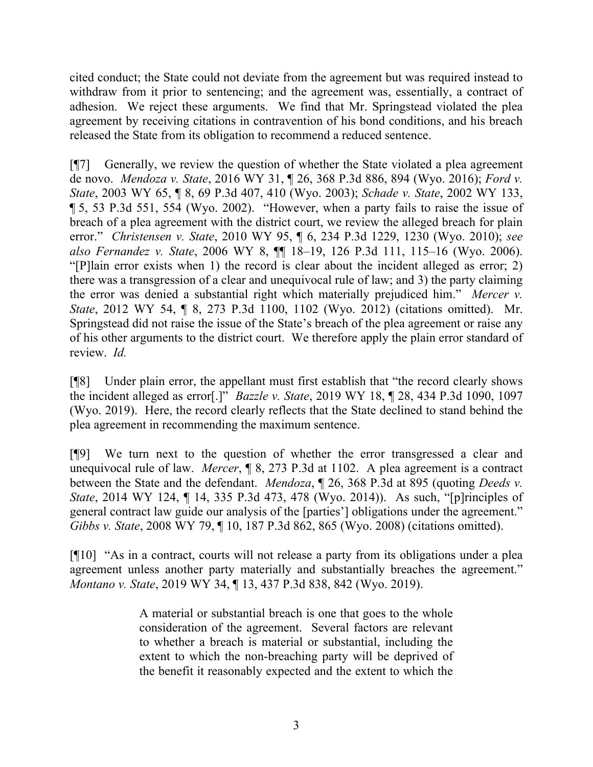cited conduct; the State could not deviate from the agreement but was required instead to withdraw from it prior to sentencing; and the agreement was, essentially, a contract of adhesion. We reject these arguments. We find that Mr. Springstead violated the plea agreement by receiving citations in contravention of his bond conditions, and his breach released the State from its obligation to recommend a reduced sentence.

[¶7] Generally, we review the question of whether the State violated a plea agreement de novo. *Mendoza v. State*, 2016 WY 31, ¶ 26, 368 P.3d 886, 894 (Wyo. 2016); *Ford v. State*, 2003 WY 65, ¶ 8, 69 P.3d 407, 410 (Wyo. 2003); *Schade v. State*, 2002 WY 133, ¶ 5, 53 P.3d 551, 554 (Wyo. 2002). "However, when a party fails to raise the issue of breach of a plea agreement with the district court, we review the alleged breach for plain error." *Christensen v. State*, 2010 WY 95, ¶ 6, 234 P.3d 1229, 1230 (Wyo. 2010); *see also Fernandez v. State*, 2006 WY 8, ¶¶ 18–19, 126 P.3d 111, 115–16 (Wyo. 2006). "[P]lain error exists when 1) the record is clear about the incident alleged as error; 2) there was a transgression of a clear and unequivocal rule of law; and 3) the party claiming the error was denied a substantial right which materially prejudiced him." *Mercer v. State*, 2012 WY 54, ¶ 8, 273 P.3d 1100, 1102 (Wyo. 2012) (citations omitted). Mr. Springstead did not raise the issue of the State's breach of the plea agreement or raise any of his other arguments to the district court. We therefore apply the plain error standard of review. *Id.*

[¶8] Under plain error, the appellant must first establish that "the record clearly shows the incident alleged as error[.]" *Bazzle v. State*, 2019 WY 18, ¶ 28, 434 P.3d 1090, 1097 (Wyo. 2019). Here, the record clearly reflects that the State declined to stand behind the plea agreement in recommending the maximum sentence.

[¶9] We turn next to the question of whether the error transgressed a clear and unequivocal rule of law. *Mercer*, ¶ 8, 273 P.3d at 1102. A plea agreement is a contract between the State and the defendant. *Mendoza*, ¶ 26, 368 P.3d at 895 (quoting *Deeds v. State*, 2014 WY 124, ¶ 14, 335 P.3d 473, 478 (Wyo. 2014)). As such, "[p]rinciples of general contract law guide our analysis of the [parties'] obligations under the agreement." *Gibbs v. State*, 2008 WY 79, ¶ 10, 187 P.3d 862, 865 (Wyo. 2008) (citations omitted).

[¶10] "As in a contract, courts will not release a party from its obligations under a plea agreement unless another party materially and substantially breaches the agreement." *Montano v. State*, 2019 WY 34, ¶ 13, 437 P.3d 838, 842 (Wyo. 2019).

> A material or substantial breach is one that goes to the whole consideration of the agreement. Several factors are relevant to whether a breach is material or substantial, including the extent to which the non-breaching party will be deprived of the benefit it reasonably expected and the extent to which the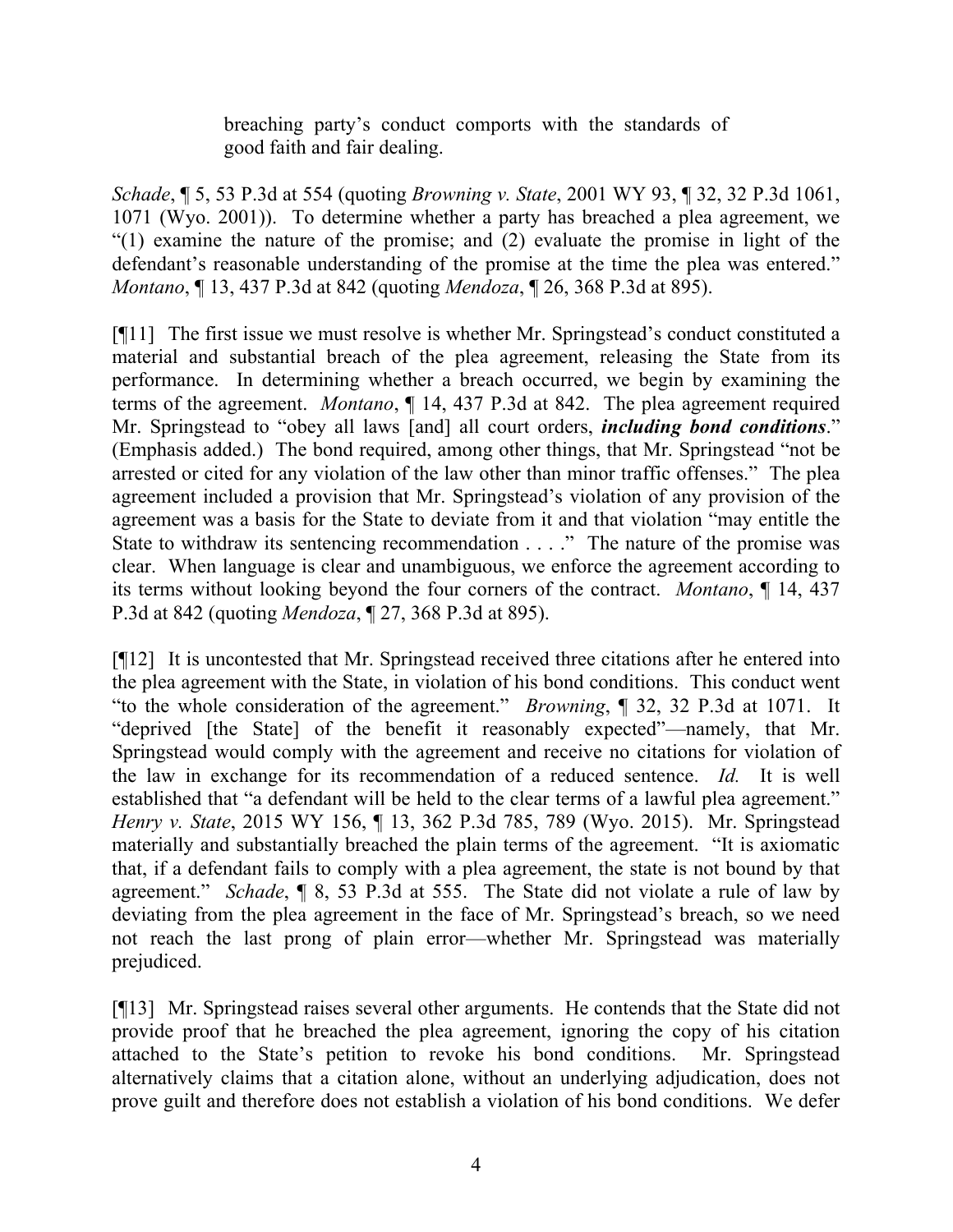> breaching party's conduct comports with the standards of good faith and fair dealing.

*Schade*, ¶ 5, 53 P.3d at 554 (quoting *Browning v. State*, 2001 WY 93, ¶ 32, 32 P.3d 1061, 1071 (Wyo. 2001)). To determine whether a party has breached a plea agreement, we "(1) examine the nature of the promise; and (2) evaluate the promise in light of the defendant's reasonable understanding of the promise at the time the plea was entered." *Montano*, ¶ 13, 437 P.3d at 842 (quoting *Mendoza*, ¶ 26, 368 P.3d at 895).

[¶11] The first issue we must resolve is whether Mr. Springstead's conduct constituted a material and substantial breach of the plea agreement, releasing the State from its performance. In determining whether a breach occurred, we begin by examining the terms of the agreement. *Montano*, ¶ 14, 437 P.3d at 842. The plea agreement required Mr. Springstead to "obey all laws [and] all court orders, ***including bond conditions***." (Emphasis added.) The bond required, among other things, that Mr. Springstead "not be arrested or cited for any violation of the law other than minor traffic offenses." The plea agreement included a provision that Mr. Springstead's violation of any provision of the agreement was a basis for the State to deviate from it and that violation "may entitle the State to withdraw its sentencing recommendation . . . ." The nature of the promise was clear. When language is clear and unambiguous, we enforce the agreement according to its terms without looking beyond the four corners of the contract. *Montano*, ¶ 14, 437 P.3d at 842 (quoting *Mendoza*, ¶ 27, 368 P.3d at 895).

[¶12] It is uncontested that Mr. Springstead received three citations after he entered into the plea agreement with the State, in violation of his bond conditions. This conduct went "to the whole consideration of the agreement." *Browning*, ¶ 32, 32 P.3d at 1071. It "deprived [the State] of the benefit it reasonably expected"—namely, that Mr. Springstead would comply with the agreement and receive no citations for violation of the law in exchange for its recommendation of a reduced sentence. *Id.* It is well established that "a defendant will be held to the clear terms of a lawful plea agreement." *Henry v. State*, 2015 WY 156, ¶ 13, 362 P.3d 785, 789 (Wyo. 2015). Mr. Springstead materially and substantially breached the plain terms of the agreement. "It is axiomatic that, if a defendant fails to comply with a plea agreement, the state is not bound by that agreement." *Schade*, ¶ 8, 53 P.3d at 555. The State did not violate a rule of law by deviating from the plea agreement in the face of Mr. Springstead's breach, so we need not reach the last prong of plain error—whether Mr. Springstead was materially prejudiced.

[¶13] Mr. Springstead raises several other arguments. He contends that the State did not provide proof that he breached the plea agreement, ignoring the copy of his citation attached to the State's petition to revoke his bond conditions. Mr. Springstead alternatively claims that a citation alone, without an underlying adjudication, does not prove guilt and therefore does not establish a violation of his bond conditions. We defer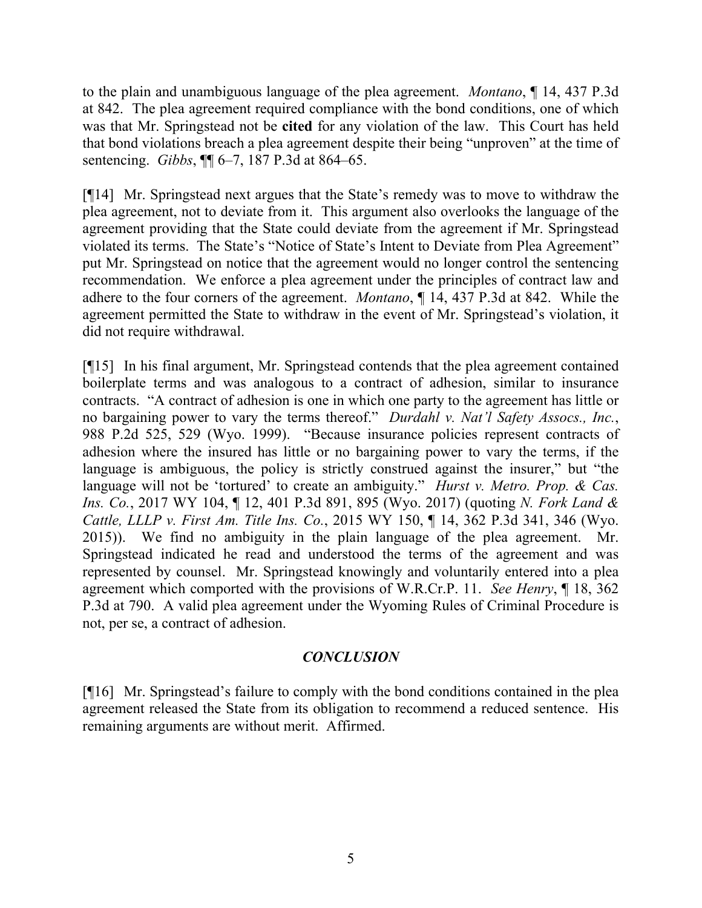to the plain and unambiguous language of the plea agreement. *Montano*, ¶ 14, 437 P.3d at 842. The plea agreement required compliance with the bond conditions, one of which was that Mr. Springstead not be **cited** for any violation of the law. This Court has held that bond violations breach a plea agreement despite their being "unproven" at the time of sentencing. *Gibbs*, ¶¶ 6–7, 187 P.3d at 864–65.

[¶14] Mr. Springstead next argues that the State's remedy was to move to withdraw the plea agreement, not to deviate from it. This argument also overlooks the language of the agreement providing that the State could deviate from the agreement if Mr. Springstead violated its terms. The State's "Notice of State's Intent to Deviate from Plea Agreement" put Mr. Springstead on notice that the agreement would no longer control the sentencing recommendation. We enforce a plea agreement under the principles of contract law and adhere to the four corners of the agreement. *Montano*, ¶ 14, 437 P.3d at 842. While the agreement permitted the State to withdraw in the event of Mr. Springstead's violation, it did not require withdrawal.

[¶15] In his final argument, Mr. Springstead contends that the plea agreement contained boilerplate terms and was analogous to a contract of adhesion, similar to insurance contracts. "A contract of adhesion is one in which one party to the agreement has little or no bargaining power to vary the terms thereof." *Durdahl v. Nat'l Safety Assocs., Inc.*, 988 P.2d 525, 529 (Wyo. 1999). "Because insurance policies represent contracts of adhesion where the insured has little or no bargaining power to vary the terms, if the language is ambiguous, the policy is strictly construed against the insurer," but "the language will not be 'tortured' to create an ambiguity." *Hurst v. Metro. Prop. & Cas. Ins. Co.*, 2017 WY 104, ¶ 12, 401 P.3d 891, 895 (Wyo. 2017) (quoting *N. Fork Land & Cattle, LLLP v. First Am. Title Ins. Co.*, 2015 WY 150, ¶ 14, 362 P.3d 341, 346 (Wyo. 2015)). We find no ambiguity in the plain language of the plea agreement. Mr. Springstead indicated he read and understood the terms of the agreement and was represented by counsel. Mr. Springstead knowingly and voluntarily entered into a plea agreement which comported with the provisions of W.R.Cr.P. 11. *See Henry*, ¶ 18, 362 P.3d at 790. A valid plea agreement under the Wyoming Rules of Criminal Procedure is not, per se, a contract of adhesion.

## *CONCLUSION*

[¶16] Mr. Springstead's failure to comply with the bond conditions contained in the plea agreement released the State from its obligation to recommend a reduced sentence. His remaining arguments are without merit. Affirmed.